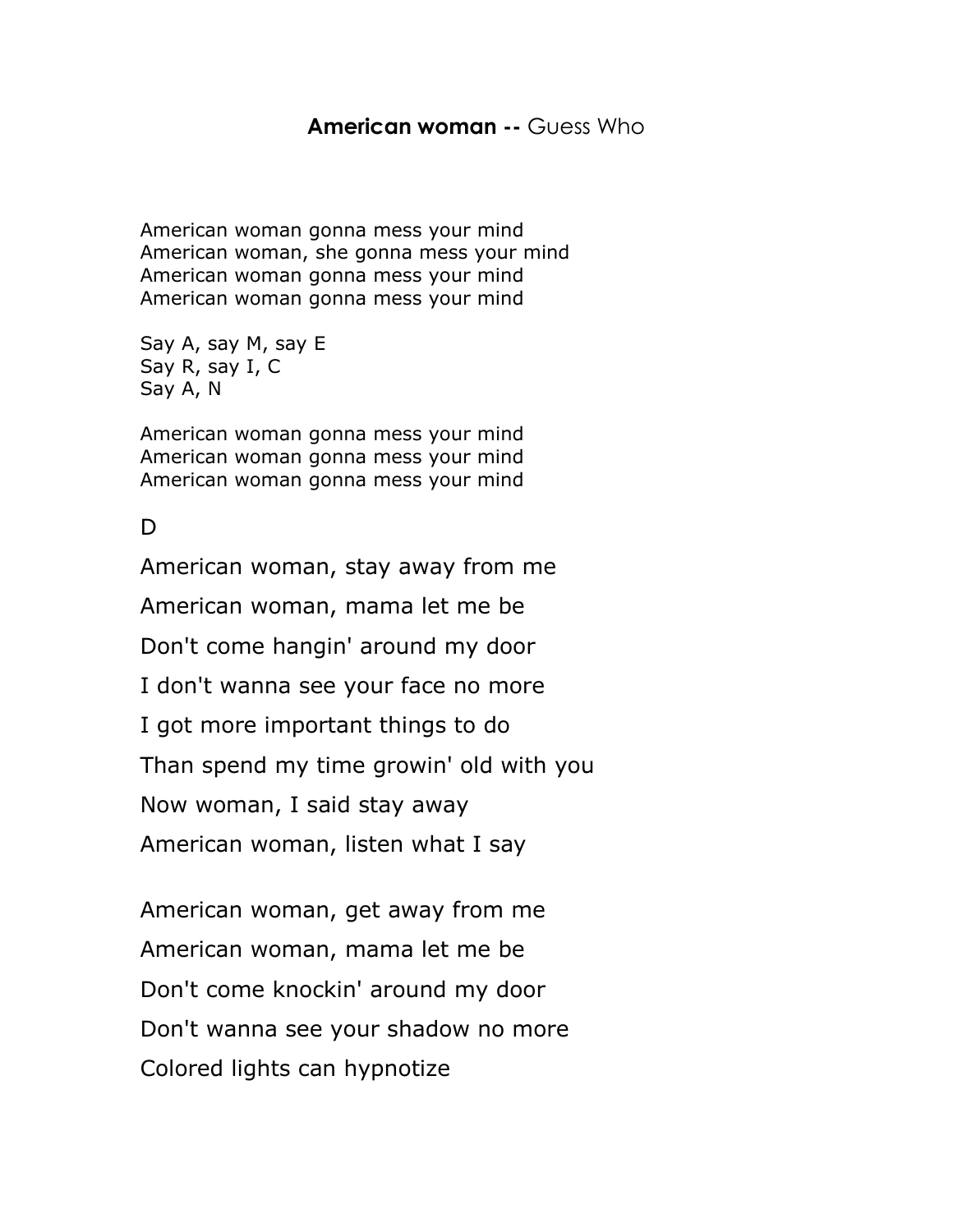**American woman --** Guess Who

American woman gonna mess your mind
American woman, she gonna mess your mind
American woman gonna mess your mind
American woman gonna mess your mind

Say A, say M, say E
Say R, say I, C
Say A, N

American woman gonna mess your mind
American woman gonna mess your mind
American woman gonna mess your mind

D

American woman, stay away from me

American woman, mama let me be

Don't come hangin' around my door

I don't wanna see your face no more

I got more important things to do

Than spend my time growin' old with you

Now woman, I said stay away

American woman, listen what I say

American woman, get away from me

American woman, mama let me be

Don't come knockin' around my door

Don't wanna see your shadow no more

Colored lights can hypnotize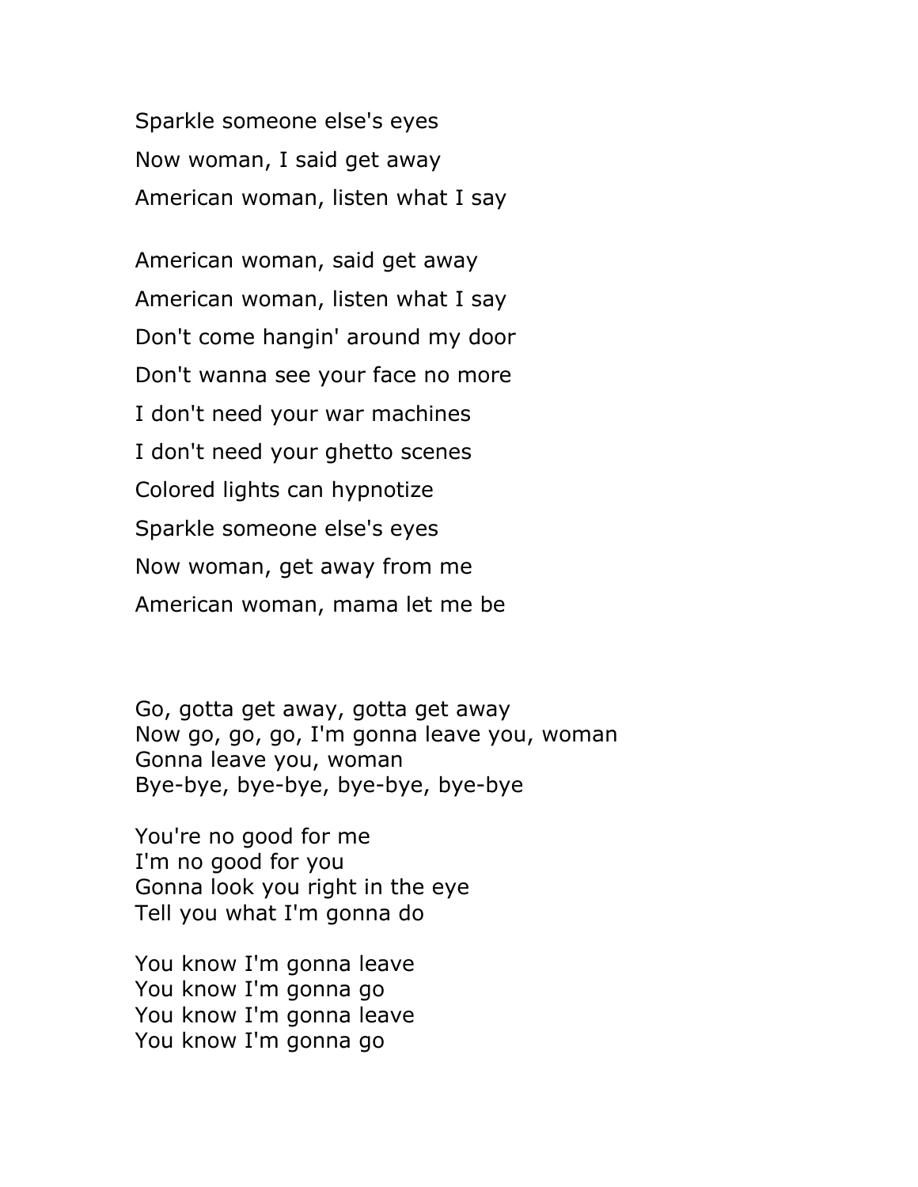Sparkle someone else's eyes

Now woman, I said get away

American woman, listen what I say

American woman, said get away

American woman, listen what I say

Don't come hangin' around my door

Don't wanna see your face no more

I don't need your war machines

I don't need your ghetto scenes

Colored lights can hypnotize

Sparkle someone else's eyes

Now woman, get away from me

American woman, mama let me be

Go, gotta get away, gotta get away
Now go, go, go, I'm gonna leave you, woman
Gonna leave you, woman
Bye-bye, bye-bye, bye-bye, bye-bye

You're no good for me
I'm no good for you
Gonna look you right in the eye
Tell you what I'm gonna do

You know I'm gonna leave
You know I'm gonna go
You know I'm gonna leave
You know I'm gonna go